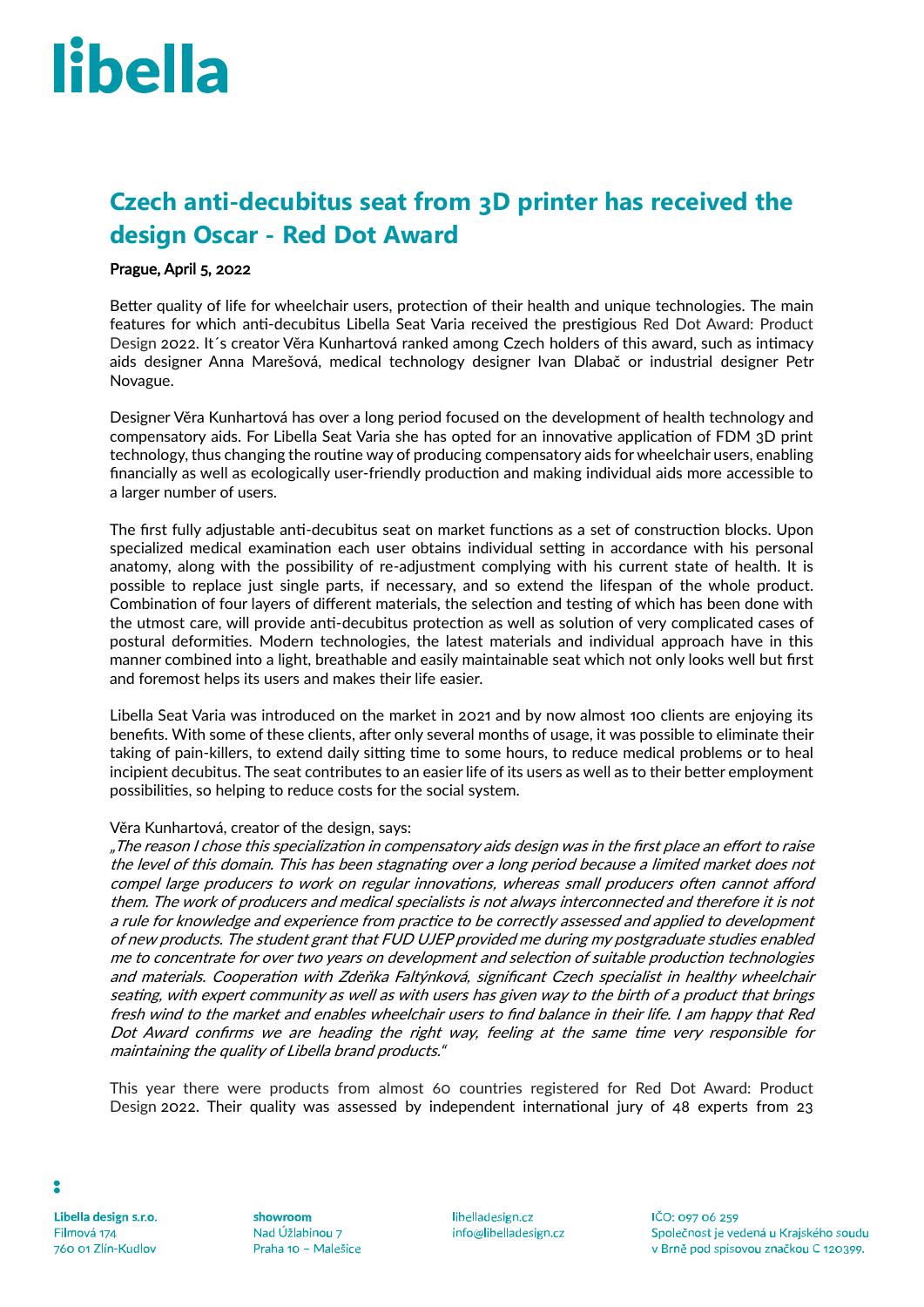# libella

## Czech anti-decubitus seat from 3D printer has received the design Oscar - Red Dot Award

**Prague, April 5, 2022**

Better quality of life for wheelchair users, protection of their health and unique technologies. The main features for which anti-decubitus Libella Seat Varia received the prestigious Red Dot Award: Product Design 2022. It´s creator Věra Kunhartová ranked among Czech holders of this award, such as intimacy aids designer Anna Marešová, medical technology designer Ivan Dlabač or industrial designer Petr Novague.

Designer Věra Kunhartová has over a long period focused on the development of health technology and compensatory aids. For Libella Seat Varia she has opted for an innovative application of FDM 3D print technology, thus changing the routine way of producing compensatory aids for wheelchair users, enabling financially as well as ecologically user-friendly production and making individual aids more accessible to a larger number of users.

The first fully adjustable anti-decubitus seat on market functions as a set of construction blocks. Upon specialized medical examination each user obtains individual setting in accordance with his personal anatomy, along with the possibility of re-adjustment complying with his current state of health. It is possible to replace just single parts, if necessary, and so extend the lifespan of the whole product. Combination of four layers of different materials, the selection and testing of which has been done with the utmost care, will provide anti-decubitus protection as well as solution of very complicated cases of postural deformities. Modern technologies, the latest materials and individual approach have in this manner combined into a light, breathable and easily maintainable seat which not only looks well but first and foremost helps its users and makes their life easier.

Libella Seat Varia was introduced on the market in 2021 and by now almost 100 clients are enjoying its benefits. With some of these clients, after only several months of usage, it was possible to eliminate their taking of pain-killers, to extend daily sitting time to some hours, to reduce medical problems or to heal incipient decubitus. The seat contributes to an easier life of its users as well as to their better employment possibilities, so helping to reduce costs for the social system.

Věra Kunhartová, creator of the design, says:
*„The reason I chose this specialization in compensatory aids design was in the first place an effort to raise the level of this domain. This has been stagnating over a long period because a limited market does not compel large producers to work on regular innovations, whereas small producers often cannot afford them. The work of producers and medical specialists is not always interconnected and therefore it is not a rule for knowledge and experience from practice to be correctly assessed and applied to development of new products. The student grant that FUD UJEP provided me during my postgraduate studies enabled me to concentrate for over two years on development and selection of suitable production technologies and materials. Cooperation with Zdeňka Faltýnková, significant Czech specialist in healthy wheelchair seating, with expert community as well as with users has given way to the birth of a product that brings fresh wind to the market and enables wheelchair users to find balance in their life. I am happy that Red Dot Award confirms we are heading the right way, feeling at the same time very responsible for maintaining the quality of Libella brand products."*

This year there were products from almost 60 countries registered for Red Dot Award: Product Design 2022. Their quality was assessed by independent international jury of 48 experts from 23

**Libella design s.r.o.**
Filmová 174
760 01 Zlín-Kudlov

**showroom**
Nad Úžlabinou 7
Praha 10 – Malešice

libelladesign.cz
info@libelladesign.cz

IČO: 097 06 259
Společnost je vedená u Krajského soudu v Brně pod spisovou značkou C 120399.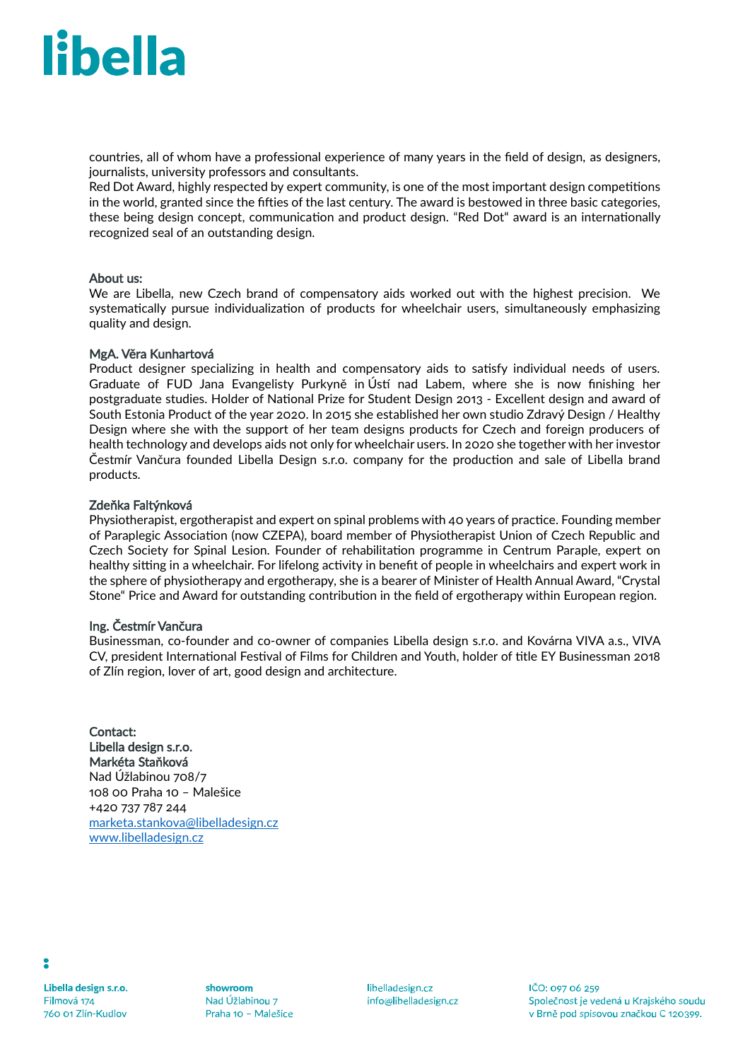countries, all of whom have a professional experience of many years in the field of design, as designers, journalists, university professors and consultants.
Red Dot Award, highly respected by expert community, is one of the most important design competitions in the world, granted since the fifties of the last century. The award is bestowed in three basic categories, these being design concept, communication and product design. "Red Dot" award is an internationally recognized seal of an outstanding design.

**About us:**
We are Libella, new Czech brand of compensatory aids worked out with the highest precision. We systematically pursue individualization of products for wheelchair users, simultaneously emphasizing quality and design.

**MgA. Věra Kunhartová**
Product designer specializing in health and compensatory aids to satisfy individual needs of users. Graduate of FUD Jana Evangelisty Purkyně in Ústí nad Labem, where she is now finishing her postgraduate studies. Holder of National Prize for Student Design 2013 - Excellent design and award of South Estonia Product of the year 2020. In 2015 she established her own studio Zdravý Design / Healthy Design where she with the support of her team designs products for Czech and foreign producers of health technology and develops aids not only for wheelchair users. In 2020 she together with her investor Čestmír Vančura founded Libella Design s.r.o. company for the production and sale of Libella brand products.

**Zdeňka Faltýnková**
Physiotherapist, ergotherapist and expert on spinal problems with 40 years of practice. Founding member of Paraplegic Association (now CZEPA), board member of Physiotherapist Union of Czech Republic and Czech Society for Spinal Lesion. Founder of rehabilitation programme in Centrum Paraple, expert on healthy sitting in a wheelchair. For lifelong activity in benefit of people in wheelchairs and expert work in the sphere of physiotherapy and ergotherapy, she is a bearer of Minister of Health Annual Award, "Crystal Stone" Price and Award for outstanding contribution in the field of ergotherapy within European region.

**Ing. Čestmír Vančura**
Businessman, co-founder and co-owner of companies Libella design s.r.o. and Kovárna VIVA a.s., VIVA CV, president International Festival of Films for Children and Youth, holder of title EY Businessman 2018 of Zlín region, lover of art, good design and architecture.

**Contact:**
**Libella design s.r.o.**
**Markéta Staňková**
Nad Úžlabinou 708/7
108 00 Praha 10 – Malešice
+420 737 787 244
marketa.stankova@libelladesign.cz
www.libelladesign.cz